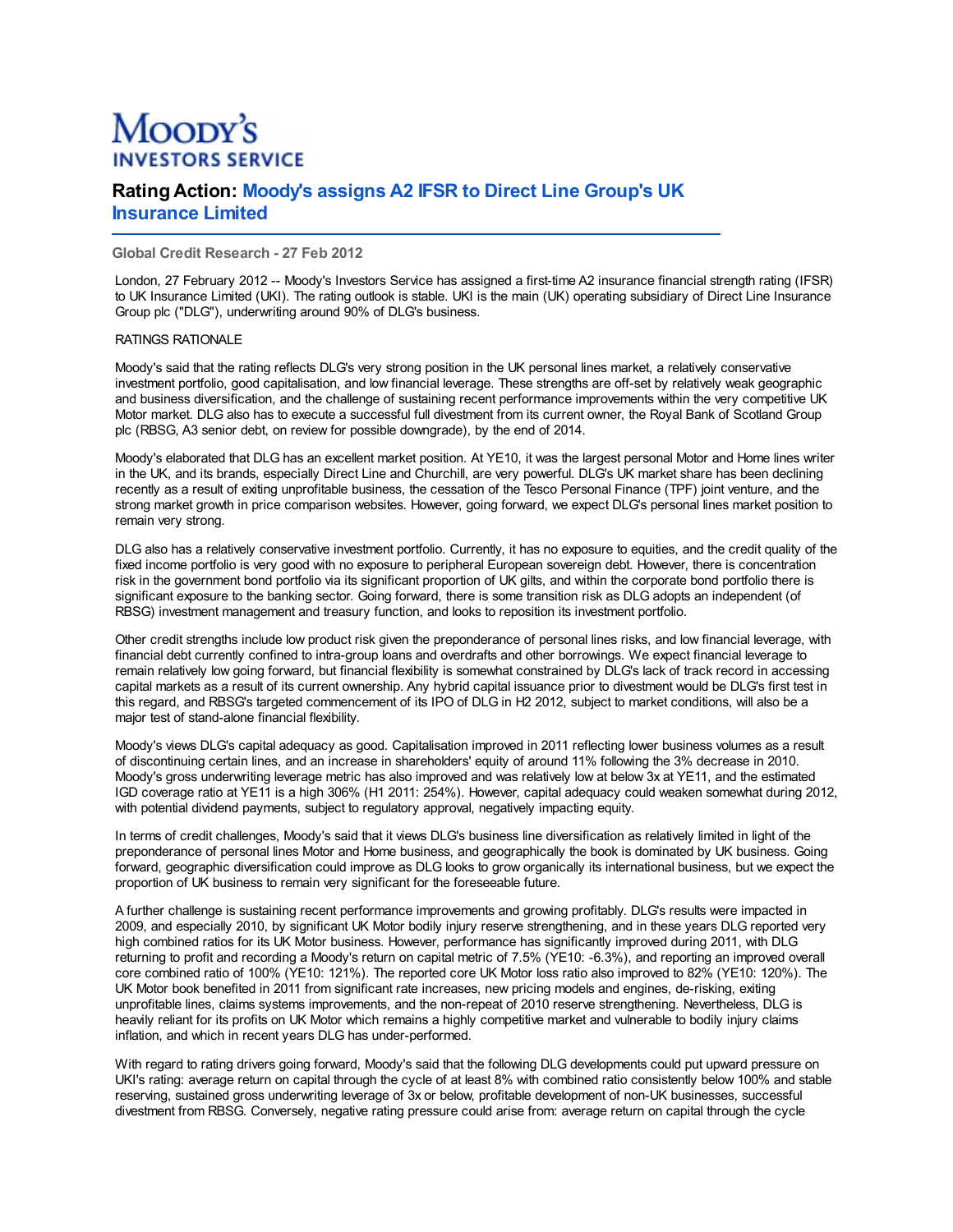# Rating Action: Moody's assigns A2 IFSR to Direct Line Group's UK Insurance Limited

**Global Credit Research - 27 Feb 2012**

London, 27 February 2012 -- Moody's Investors Service has assigned a first-time A2 insurance financial strength rating (IFSR) to UK Insurance Limited (UKI). The rating outlook is stable. UKI is the main (UK) operating subsidiary of Direct Line Insurance Group plc ("DLG"), underwriting around 90% of DLG's business.

RATINGS RATIONALE

Moody's said that the rating reflects DLG's very strong position in the UK personal lines market, a relatively conservative investment portfolio, good capitalisation, and low financial leverage. These strengths are off-set by relatively weak geographic and business diversification, and the challenge of sustaining recent performance improvements within the very competitive UK Motor market. DLG also has to execute a successful full divestment from its current owner, the Royal Bank of Scotland Group plc (RBSG, A3 senior debt, on review for possible downgrade), by the end of 2014.

Moody's elaborated that DLG has an excellent market position. At YE10, it was the largest personal Motor and Home lines writer in the UK, and its brands, especially Direct Line and Churchill, are very powerful. DLG's UK market share has been declining recently as a result of exiting unprofitable business, the cessation of the Tesco Personal Finance (TPF) joint venture, and the strong market growth in price comparison websites. However, going forward, we expect DLG's personal lines market position to remain very strong.

DLG also has a relatively conservative investment portfolio. Currently, it has no exposure to equities, and the credit quality of the fixed income portfolio is very good with no exposure to peripheral European sovereign debt. However, there is concentration risk in the government bond portfolio via its significant proportion of UK gilts, and within the corporate bond portfolio there is significant exposure to the banking sector. Going forward, there is some transition risk as DLG adopts an independent (of RBSG) investment management and treasury function, and looks to reposition its investment portfolio.

Other credit strengths include low product risk given the preponderance of personal lines risks, and low financial leverage, with financial debt currently confined to intra-group loans and overdrafts and other borrowings. We expect financial leverage to remain relatively low going forward, but financial flexibility is somewhat constrained by DLG's lack of track record in accessing capital markets as a result of its current ownership. Any hybrid capital issuance prior to divestment would be DLG's first test in this regard, and RBSG's targeted commencement of its IPO of DLG in H2 2012, subject to market conditions, will also be a major test of stand-alone financial flexibility.

Moody's views DLG's capital adequacy as good. Capitalisation improved in 2011 reflecting lower business volumes as a result of discontinuing certain lines, and an increase in shareholders' equity of around 11% following the 3% decrease in 2010. Moody's gross underwriting leverage metric has also improved and was relatively low at below 3x at YE11, and the estimated IGD coverage ratio at YE11 is a high 306% (H1 2011: 254%). However, capital adequacy could weaken somewhat during 2012, with potential dividend payments, subject to regulatory approval, negatively impacting equity.

In terms of credit challenges, Moody's said that it views DLG's business line diversification as relatively limited in light of the preponderance of personal lines Motor and Home business, and geographically the book is dominated by UK business. Going forward, geographic diversification could improve as DLG looks to grow organically its international business, but we expect the proportion of UK business to remain very significant for the foreseeable future.

A further challenge is sustaining recent performance improvements and growing profitably. DLG's results were impacted in 2009, and especially 2010, by significant UK Motor bodily injury reserve strengthening, and in these years DLG reported very high combined ratios for its UK Motor business. However, performance has significantly improved during 2011, with DLG returning to profit and recording a Moody's return on capital metric of 7.5% (YE10: -6.3%), and reporting an improved overall core combined ratio of 100% (YE10: 121%). The reported core UK Motor loss ratio also improved to 82% (YE10: 120%). The UK Motor book benefited in 2011 from significant rate increases, new pricing models and engines, de-risking, exiting unprofitable lines, claims systems improvements, and the non-repeat of 2010 reserve strengthening. Nevertheless, DLG is heavily reliant for its profits on UK Motor which remains a highly competitive market and vulnerable to bodily injury claims inflation, and which in recent years DLG has under-performed.

With regard to rating drivers going forward, Moody's said that the following DLG developments could put upward pressure on UKI's rating: average return on capital through the cycle of at least 8% with combined ratio consistently below 100% and stable reserving, sustained gross underwriting leverage of 3x or below, profitable development of non-UK businesses, successful divestment from RBSG. Conversely, negative rating pressure could arise from: average return on capital through the cycle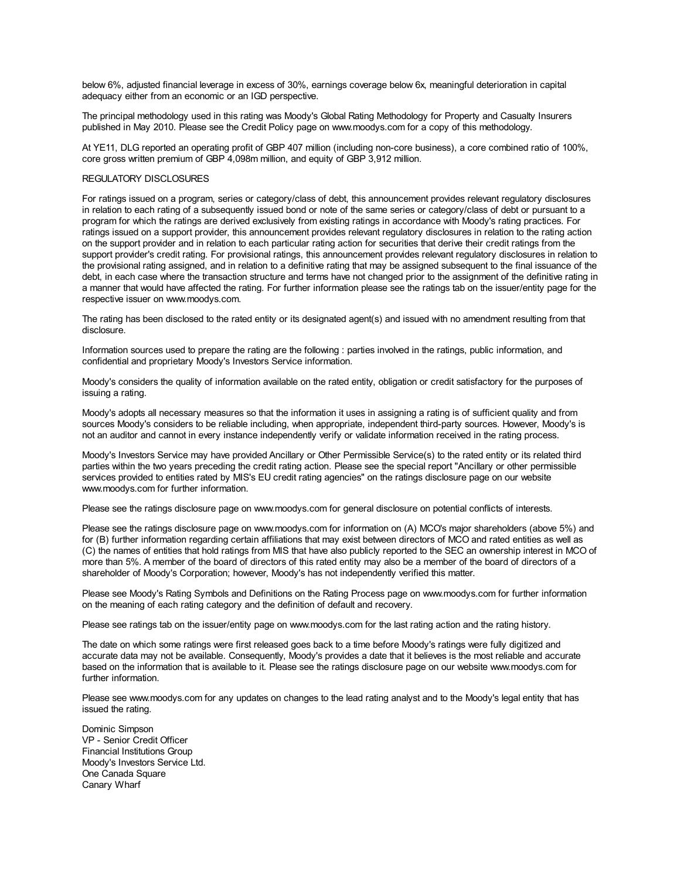below 6%, adjusted financial leverage in excess of 30%, earnings coverage below 6x, meaningful deterioration in capital adequacy either from an economic or an IGD perspective.

The principal methodology used in this rating was Moody's Global Rating Methodology for Property and Casualty Insurers published in May 2010. Please see the Credit Policy page on www.moodys.com for a copy of this methodology.

At YE11, DLG reported an operating profit of GBP 407 million (including non-core business), a core combined ratio of 100%, core gross written premium of GBP 4,098m million, and equity of GBP 3,912 million.

REGULATORY DISCLOSURES

For ratings issued on a program, series or category/class of debt, this announcement provides relevant regulatory disclosures in relation to each rating of a subsequently issued bond or note of the same series or category/class of debt or pursuant to a program for which the ratings are derived exclusively from existing ratings in accordance with Moody's rating practices. For ratings issued on a support provider, this announcement provides relevant regulatory disclosures in relation to the rating action on the support provider and in relation to each particular rating action for securities that derive their credit ratings from the support provider's credit rating. For provisional ratings, this announcement provides relevant regulatory disclosures in relation to the provisional rating assigned, and in relation to a definitive rating that may be assigned subsequent to the final issuance of the debt, in each case where the transaction structure and terms have not changed prior to the assignment of the definitive rating in a manner that would have affected the rating. For further information please see the ratings tab on the issuer/entity page for the respective issuer on www.moodys.com.

The rating has been disclosed to the rated entity or its designated agent(s) and issued with no amendment resulting from that disclosure.

Information sources used to prepare the rating are the following : parties involved in the ratings, public information, and confidential and proprietary Moody's Investors Service information.

Moody's considers the quality of information available on the rated entity, obligation or credit satisfactory for the purposes of issuing a rating.

Moody's adopts all necessary measures so that the information it uses in assigning a rating is of sufficient quality and from sources Moody's considers to be reliable including, when appropriate, independent third-party sources. However, Moody's is not an auditor and cannot in every instance independently verify or validate information received in the rating process.

Moody's Investors Service may have provided Ancillary or Other Permissible Service(s) to the rated entity or its related third parties within the two years preceding the credit rating action. Please see the special report "Ancillary or other permissible services provided to entities rated by MIS's EU credit rating agencies" on the ratings disclosure page on our website www.moodys.com for further information.

Please see the ratings disclosure page on www.moodys.com for general disclosure on potential conflicts of interests.

Please see the ratings disclosure page on www.moodys.com for information on (A) MCO's major shareholders (above 5%) and for (B) further information regarding certain affiliations that may exist between directors of MCO and rated entities as well as (C) the names of entities that hold ratings from MIS that have also publicly reported to the SEC an ownership interest in MCO of more than 5%. A member of the board of directors of this rated entity may also be a member of the board of directors of a shareholder of Moody's Corporation; however, Moody's has not independently verified this matter.

Please see Moody's Rating Symbols and Definitions on the Rating Process page on www.moodys.com for further information on the meaning of each rating category and the definition of default and recovery.

Please see ratings tab on the issuer/entity page on www.moodys.com for the last rating action and the rating history.

The date on which some ratings were first released goes back to a time before Moody's ratings were fully digitized and accurate data may not be available. Consequently, Moody's provides a date that it believes is the most reliable and accurate based on the information that is available to it. Please see the ratings disclosure page on our website www.moodys.com for further information.

Please see www.moodys.com for any updates on changes to the lead rating analyst and to the Moody's legal entity that has issued the rating.

Dominic Simpson
VP - Senior Credit Officer
Financial Institutions Group
Moody's Investors Service Ltd.
One Canada Square
Canary Wharf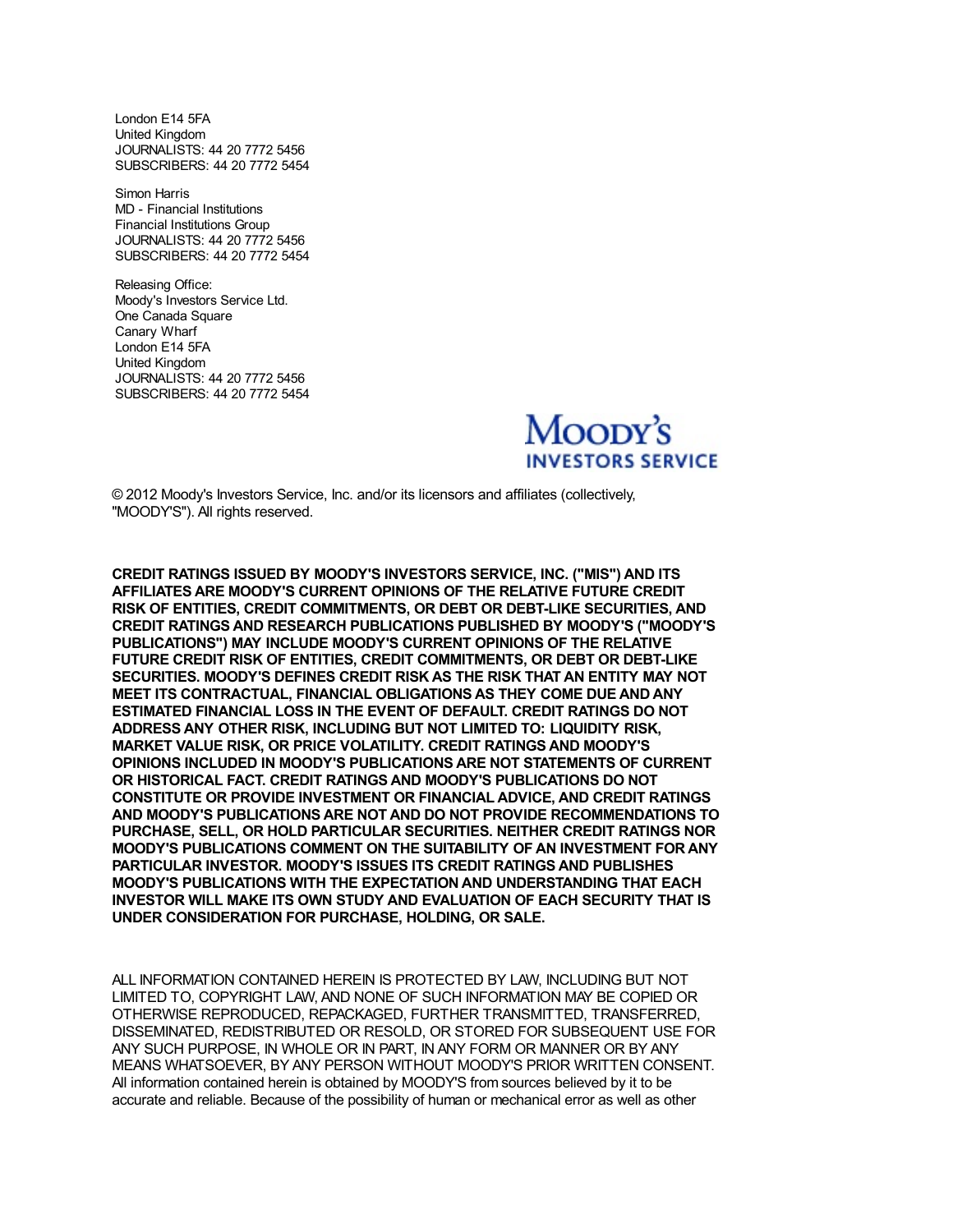London E14 5FA
United Kingdom
JOURNALISTS: 44 20 7772 5456
SUBSCRIBERS: 44 20 7772 5454

Simon Harris
MD - Financial Institutions
Financial Institutions Group
JOURNALISTS: 44 20 7772 5456
SUBSCRIBERS: 44 20 7772 5454

Releasing Office:
Moody's Investors Service Ltd.
One Canada Square
Canary Wharf
London E14 5FA
United Kingdom
JOURNALISTS: 44 20 7772 5456
SUBSCRIBERS: 44 20 7772 5454

© 2012 Moody's Investors Service, Inc. and/or its licensors and affiliates (collectively, "MOODY'S"). All rights reserved.

**CREDIT RATINGS ISSUED BY MOODY'S INVESTORS SERVICE, INC. ("MIS") AND ITS AFFILIATES ARE MOODY'S CURRENT OPINIONS OF THE RELATIVE FUTURE CREDIT RISK OF ENTITIES, CREDIT COMMITMENTS, OR DEBT OR DEBT-LIKE SECURITIES, AND CREDIT RATINGS AND RESEARCH PUBLICATIONS PUBLISHED BY MOODY'S ("MOODY'S PUBLICATIONS") MAY INCLUDE MOODY'S CURRENT OPINIONS OF THE RELATIVE FUTURE CREDIT RISK OF ENTITIES, CREDIT COMMITMENTS, OR DEBT OR DEBT-LIKE SECURITIES. MOODY'S DEFINES CREDIT RISK AS THE RISK THAT AN ENTITY MAY NOT MEET ITS CONTRACTUAL, FINANCIAL OBLIGATIONS AS THEY COME DUE AND ANY ESTIMATED FINANCIAL LOSS IN THE EVENT OF DEFAULT. CREDIT RATINGS DO NOT ADDRESS ANY OTHER RISK, INCLUDING BUT NOT LIMITED TO: LIQUIDITY RISK, MARKET VALUE RISK, OR PRICE VOLATILITY. CREDIT RATINGS AND MOODY'S OPINIONS INCLUDED IN MOODY'S PUBLICATIONS ARE NOT STATEMENTS OF CURRENT OR HISTORICAL FACT. CREDIT RATINGS AND MOODY'S PUBLICATIONS DO NOT CONSTITUTE OR PROVIDE INVESTMENT OR FINANCIAL ADVICE, AND CREDIT RATINGS AND MOODY'S PUBLICATIONS ARE NOT AND DO NOT PROVIDE RECOMMENDATIONS TO PURCHASE, SELL, OR HOLD PARTICULAR SECURITIES. NEITHER CREDIT RATINGS NOR MOODY'S PUBLICATIONS COMMENT ON THE SUITABILITY OF AN INVESTMENT FOR ANY PARTICULAR INVESTOR. MOODY'S ISSUES ITS CREDIT RATINGS AND PUBLISHES MOODY'S PUBLICATIONS WITH THE EXPECTATION AND UNDERSTANDING THAT EACH INVESTOR WILL MAKE ITS OWN STUDY AND EVALUATION OF EACH SECURITY THAT IS UNDER CONSIDERATION FOR PURCHASE, HOLDING, OR SALE.**

ALL INFORMATION CONTAINED HEREIN IS PROTECTED BY LAW, INCLUDING BUT NOT LIMITED TO, COPYRIGHT LAW, AND NONE OF SUCH INFORMATION MAY BE COPIED OR OTHERWISE REPRODUCED, REPACKAGED, FURTHER TRANSMITTED, TRANSFERRED, DISSEMINATED, REDISTRIBUTED OR RESOLD, OR STORED FOR SUBSEQUENT USE FOR ANY SUCH PURPOSE, IN WHOLE OR IN PART, IN ANY FORM OR MANNER OR BY ANY MEANS WHATSOEVER, BY ANY PERSON WITHOUT MOODY'S PRIOR WRITTEN CONSENT. All information contained herein is obtained by MOODY'S from sources believed by it to be accurate and reliable. Because of the possibility of human or mechanical error as well as other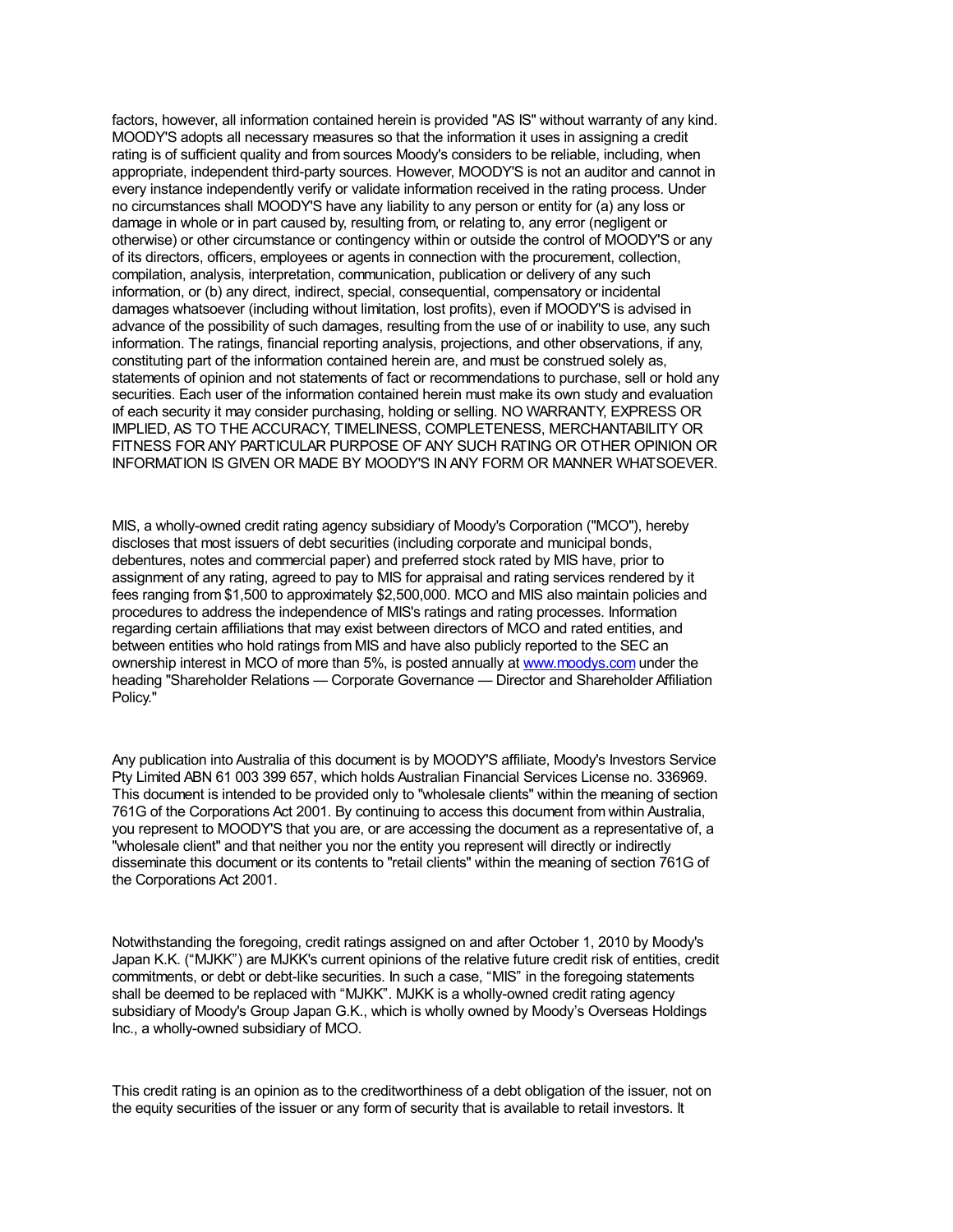factors, however, all information contained herein is provided "AS IS" without warranty of any kind. MOODY'S adopts all necessary measures so that the information it uses in assigning a credit rating is of sufficient quality and from sources Moody's considers to be reliable, including, when appropriate, independent third-party sources. However, MOODY'S is not an auditor and cannot in every instance independently verify or validate information received in the rating process. Under no circumstances shall MOODY'S have any liability to any person or entity for (a) any loss or damage in whole or in part caused by, resulting from, or relating to, any error (negligent or otherwise) or other circumstance or contingency within or outside the control of MOODY'S or any of its directors, officers, employees or agents in connection with the procurement, collection, compilation, analysis, interpretation, communication, publication or delivery of any such information, or (b) any direct, indirect, special, consequential, compensatory or incidental damages whatsoever (including without limitation, lost profits), even if MOODY'S is advised in advance of the possibility of such damages, resulting from the use of or inability to use, any such information. The ratings, financial reporting analysis, projections, and other observations, if any, constituting part of the information contained herein are, and must be construed solely as, statements of opinion and not statements of fact or recommendations to purchase, sell or hold any securities. Each user of the information contained herein must make its own study and evaluation of each security it may consider purchasing, holding or selling. NO WARRANTY, EXPRESS OR IMPLIED, AS TO THE ACCURACY, TIMELINESS, COMPLETENESS, MERCHANTABILITY OR FITNESS FOR ANY PARTICULAR PURPOSE OF ANY SUCH RATING OR OTHER OPINION OR INFORMATION IS GIVEN OR MADE BY MOODY'S IN ANY FORM OR MANNER WHATSOEVER.

MIS, a wholly-owned credit rating agency subsidiary of Moody's Corporation ("MCO"), hereby discloses that most issuers of debt securities (including corporate and municipal bonds, debentures, notes and commercial paper) and preferred stock rated by MIS have, prior to assignment of any rating, agreed to pay to MIS for appraisal and rating services rendered by it fees ranging from $1,500 to approximately $2,500,000. MCO and MIS also maintain policies and procedures to address the independence of MIS's ratings and rating processes. Information regarding certain affiliations that may exist between directors of MCO and rated entities, and between entities who hold ratings from MIS and have also publicly reported to the SEC an ownership interest in MCO of more than 5%, is posted annually at [www.moodys.com](http://www.moodys.com) under the heading "Shareholder Relations — Corporate Governance — Director and Shareholder Affiliation Policy."

Any publication into Australia of this document is by MOODY'S affiliate, Moody's Investors Service Pty Limited ABN 61 003 399 657, which holds Australian Financial Services License no. 336969. This document is intended to be provided only to "wholesale clients" within the meaning of section 761G of the Corporations Act 2001. By continuing to access this document from within Australia, you represent to MOODY'S that you are, or are accessing the document as a representative of, a "wholesale client" and that neither you nor the entity you represent will directly or indirectly disseminate this document or its contents to "retail clients" within the meaning of section 761G of the Corporations Act 2001.

Notwithstanding the foregoing, credit ratings assigned on and after October 1, 2010 by Moody's Japan K.K. (“MJKK”) are MJKK's current opinions of the relative future credit risk of entities, credit commitments, or debt or debt-like securities. In such a case, “MIS” in the foregoing statements shall be deemed to be replaced with “MJKK”. MJKK is a wholly-owned credit rating agency subsidiary of Moody's Group Japan G.K., which is wholly owned by Moody’s Overseas Holdings Inc., a wholly-owned subsidiary of MCO.

This credit rating is an opinion as to the creditworthiness of a debt obligation of the issuer, not on the equity securities of the issuer or any form of security that is available to retail investors. It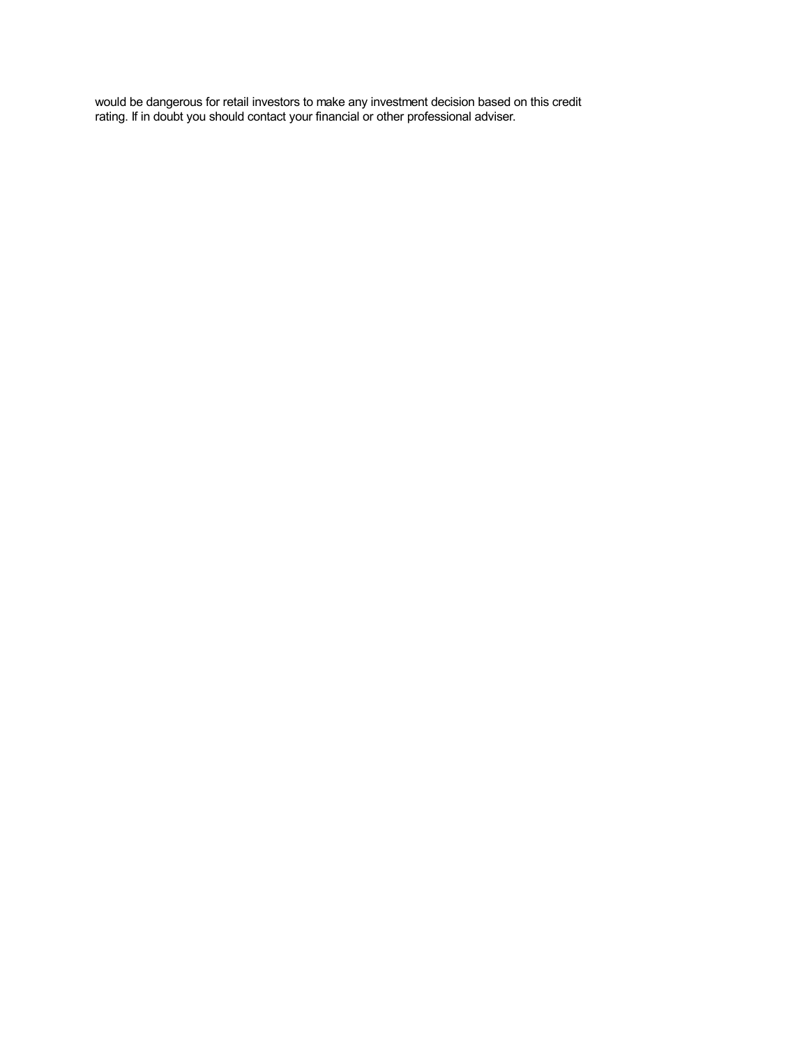would be dangerous for retail investors to make any investment decision based on this credit rating. If in doubt you should contact your financial or other professional adviser.